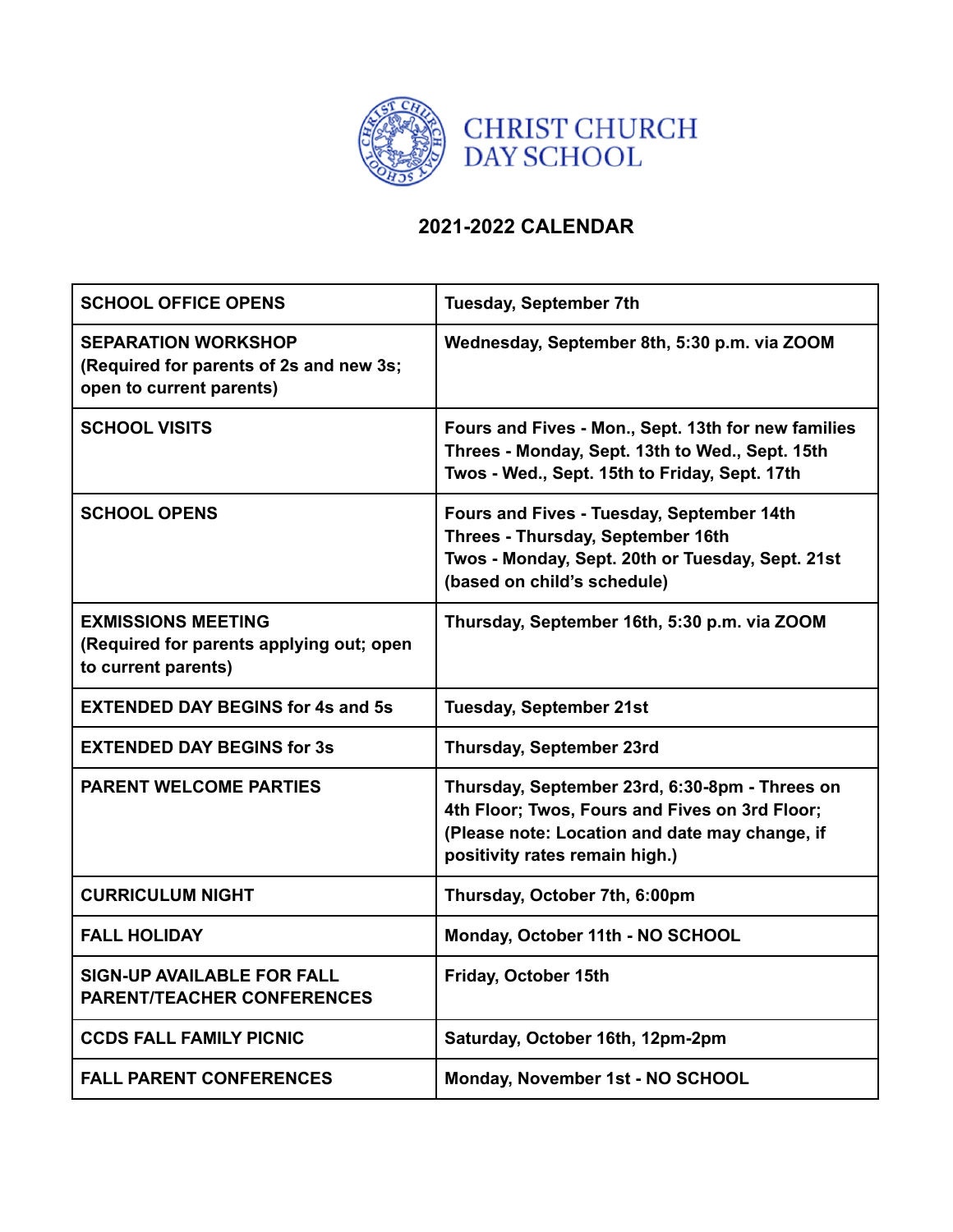# CHRIST CHURCH DAY SCHOOL

## 2021-2022 CALENDAR

| | |
|---|---|
| **SCHOOL OFFICE OPENS** | **Tuesday, September 7th** |
| **SEPARATION WORKSHOP (Required for parents of 2s and new 3s; open to current parents)** | **Wednesday, September 8th, 5:30 p.m. via ZOOM** |
| **SCHOOL VISITS** | **Fours and Fives - Mon., Sept. 13th for new families<br>Threes - Monday, Sept. 13th to Wed., Sept. 15th<br>Twos - Wed., Sept. 15th to Friday, Sept. 17th** |
| **SCHOOL OPENS** | **Fours and Fives - Tuesday, September 14th<br>Threes - Thursday, September 16th<br>Twos - Monday, Sept. 20th or Tuesday, Sept. 21st (based on child's schedule)** |
| **EXMISSIONS MEETING (Required for parents applying out; open to current parents)** | **Thursday, September 16th, 5:30 p.m. via ZOOM** |
| **EXTENDED DAY BEGINS for 4s and 5s** | **Tuesday, September 21st** |
| **EXTENDED DAY BEGINS for 3s** | **Thursday, September 23rd** |
| **PARENT WELCOME PARTIES** | **Thursday, September 23rd, 6:30-8pm - Threes on 4th Floor; Twos, Fours and Fives on 3rd Floor; (Please note: Location and date may change, if positivity rates remain high.)** |
| **CURRICULUM NIGHT** | **Thursday, October 7th, 6:00pm** |
| **FALL HOLIDAY** | **Monday, October 11th - NO SCHOOL** |
| **SIGN-UP AVAILABLE FOR FALL PARENT/TEACHER CONFERENCES** | **Friday, October 15th** |
| **CCDS FALL FAMILY PICNIC** | **Saturday, October 16th, 12pm-2pm** |
| **FALL PARENT CONFERENCES** | **Monday, November 1st - NO SCHOOL** |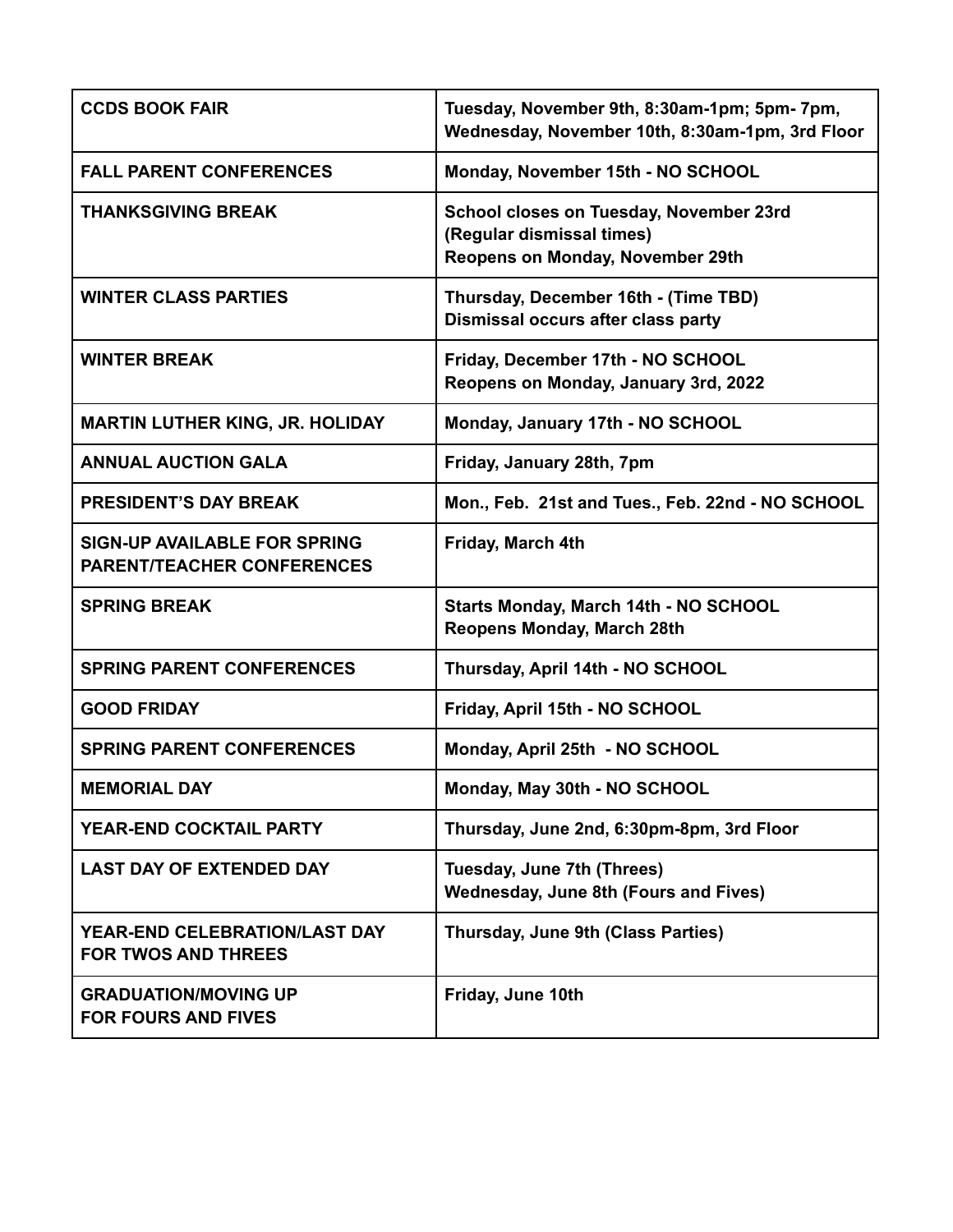| | |
|---|---|
| **CCDS BOOK FAIR** | **Tuesday, November 9th, 8:30am-1pm; 5pm- 7pm, Wednesday, November 10th, 8:30am-1pm, 3rd Floor** |
| **FALL PARENT CONFERENCES** | **Monday, November 15th - NO SCHOOL** |
| **THANKSGIVING BREAK** | **School closes on Tuesday, November 23rd (Regular dismissal times)<br>Reopens on Monday, November 29th** |
| **WINTER CLASS PARTIES** | **Thursday, December 16th - (Time TBD)<br>Dismissal occurs after class party** |
| **WINTER BREAK** | **Friday, December 17th - NO SCHOOL<br>Reopens on Monday, January 3rd, 2022** |
| **MARTIN LUTHER KING, JR. HOLIDAY** | **Monday, January 17th - NO SCHOOL** |
| **ANNUAL AUCTION GALA** | **Friday, January 28th, 7pm** |
| **PRESIDENT'S DAY BREAK** | **Mon., Feb. 21st and Tues., Feb. 22nd - NO SCHOOL** |
| **SIGN-UP AVAILABLE FOR SPRING PARENT/TEACHER CONFERENCES** | **Friday, March 4th** |
| **SPRING BREAK** | **Starts Monday, March 14th - NO SCHOOL<br>Reopens Monday, March 28th** |
| **SPRING PARENT CONFERENCES** | **Thursday, April 14th - NO SCHOOL** |
| **GOOD FRIDAY** | **Friday, April 15th - NO SCHOOL** |
| **SPRING PARENT CONFERENCES** | **Monday, April 25th - NO SCHOOL** |
| **MEMORIAL DAY** | **Monday, May 30th - NO SCHOOL** |
| **YEAR-END COCKTAIL PARTY** | **Thursday, June 2nd, 6:30pm-8pm, 3rd Floor** |
| **LAST DAY OF EXTENDED DAY** | **Tuesday, June 7th (Threes)<br>Wednesday, June 8th (Fours and Fives)** |
| **YEAR-END CELEBRATION/LAST DAY FOR TWOS AND THREES** | **Thursday, June 9th (Class Parties)** |
| **GRADUATION/MOVING UP FOR FOURS AND FIVES** | **Friday, June 10th** |